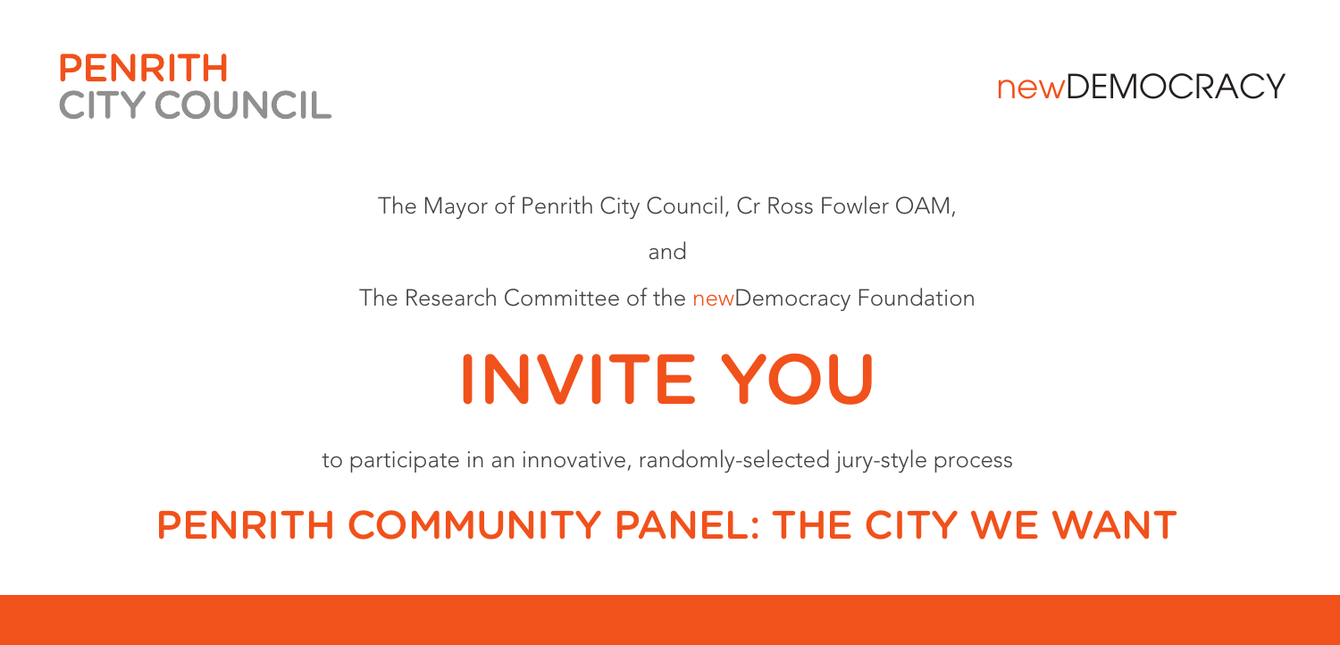PENRITH
CITY COUNCIL

newDEMOCRACY

The Mayor of Penrith City Council, Cr Ross Fowler OAM,

and

The Research Committee of the newDemocracy Foundation

# INVITE YOU

to participate in an innovative, randomly-selected jury-style process

## PENRITH COMMUNITY PANEL: THE CITY WE WANT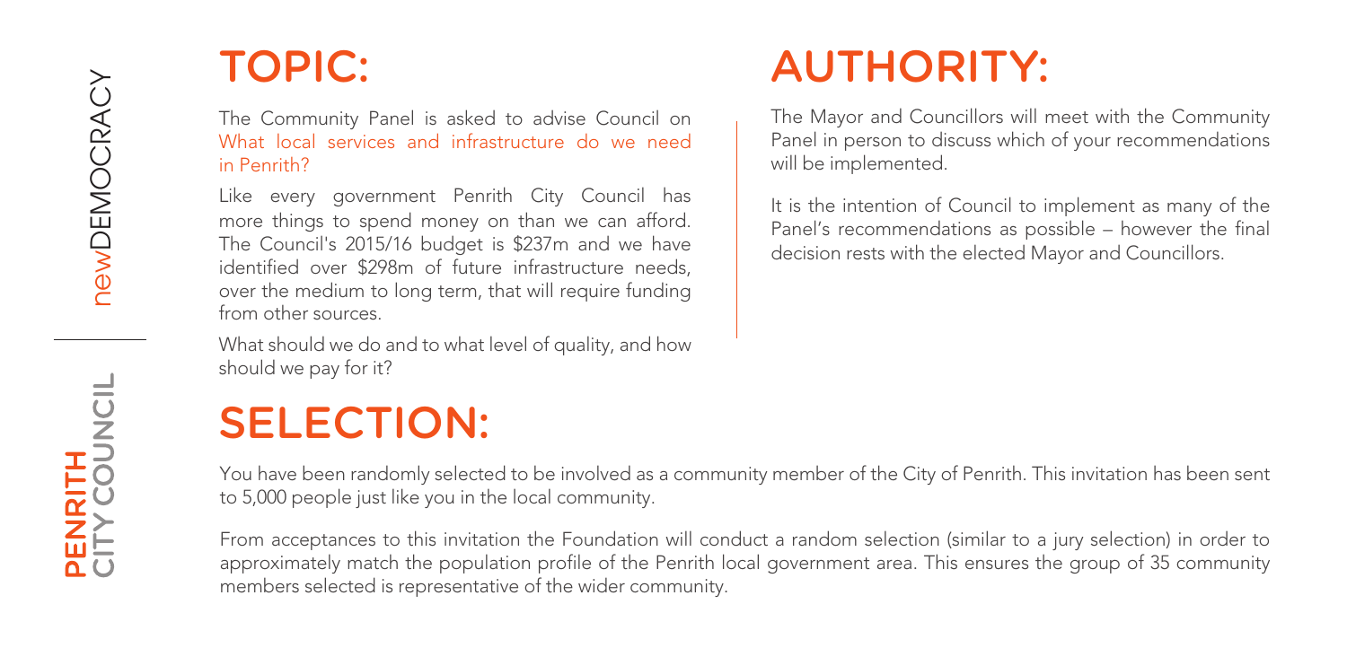## TOPIC:

The Community Panel is asked to advise Council on What local services and infrastructure do we need in Penrith?

Like every government Penrith City Council has more things to spend money on than we can afford. The Council's 2015/16 budget is $237m and we have identified over $298m of future infrastructure needs, over the medium to long term, that will require funding from other sources.

What should we do and to what level of quality, and how should we pay for it?

## AUTHORITY:

The Mayor and Councillors will meet with the Community Panel in person to discuss which of your recommendations will be implemented.

It is the intention of Council to implement as many of the Panel's recommendations as possible – however the final decision rests with the elected Mayor and Councillors.

## SELECTION:

You have been randomly selected to be involved as a community member of the City of Penrith. This invitation has been sent to 5,000 people just like you in the local community.

From acceptances to this invitation the Foundation will conduct a random selection (similar to a jury selection) in order to approximately match the population profile of the Penrith local government area. This ensures the group of 35 community members selected is representative of the wider community.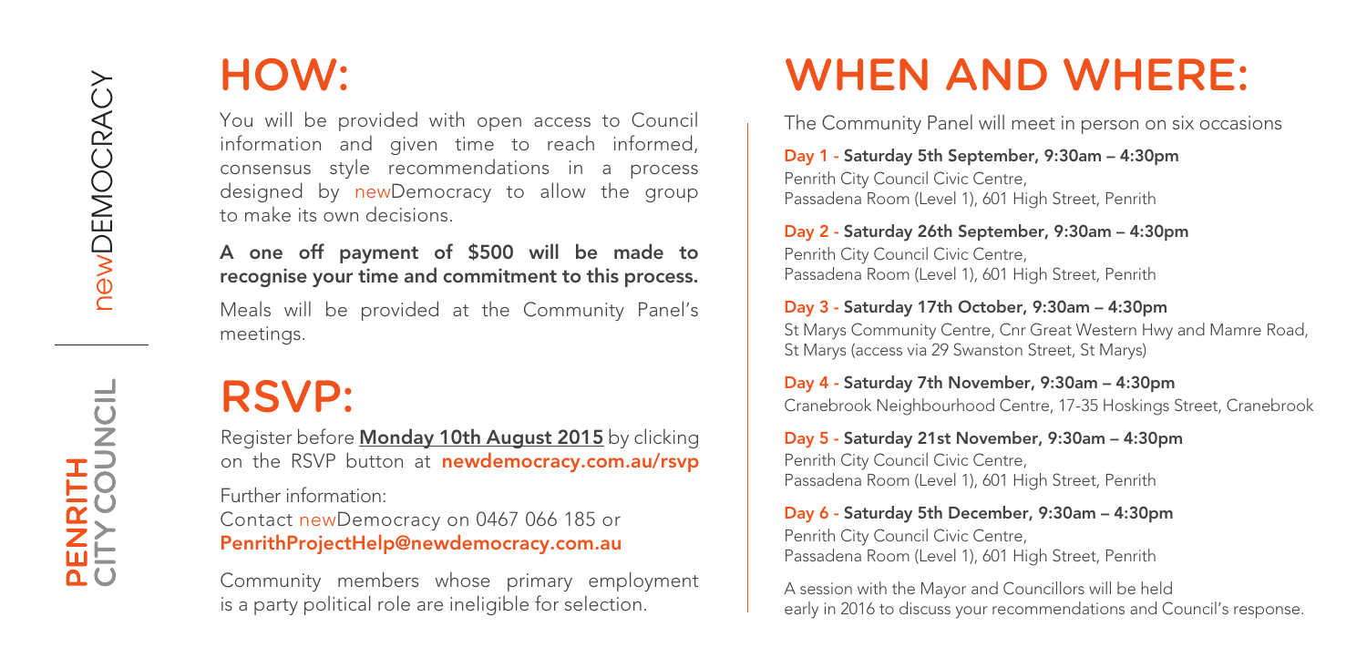newDEMOCRACY

PENRITH CITY COUNCIL

# HOW:

You will be provided with open access to Council information and given time to reach informed, consensus style recommendations in a process designed by newDemocracy to allow the group to make its own decisions.

**A one off payment of $500 will be made to recognise your time and commitment to this process.**

Meals will be provided at the Community Panel's meetings.

# RSVP:

Register before **Monday 10th August 2015** by clicking on the RSVP button at **newdemocracy.com.au/rsvp**

Further information:
Contact newDemocracy on 0467 066 185 or
**PenrithProjectHelp@newdemocracy.com.au**

Community members whose primary employment is a party political role are ineligible for selection.

# WHEN AND WHERE:

The Community Panel will meet in person on six occasions

**Day 1 - Saturday 5th September, 9:30am – 4:30pm**
Penrith City Council Civic Centre,
Passadena Room (Level 1), 601 High Street, Penrith

**Day 2 - Saturday 26th September, 9:30am – 4:30pm**
Penrith City Council Civic Centre,
Passadena Room (Level 1), 601 High Street, Penrith

**Day 3 - Saturday 17th October, 9:30am – 4:30pm**
St Marys Community Centre, Cnr Great Western Hwy and Mamre Road, St Marys (access via 29 Swanston Street, St Marys)

**Day 4 - Saturday 7th November, 9:30am – 4:30pm**
Cranebrook Neighbourhood Centre, 17-35 Hoskings Street, Cranebrook

**Day 5 - Saturday 21st November, 9:30am – 4:30pm**
Penrith City Council Civic Centre,
Passadena Room (Level 1), 601 High Street, Penrith

**Day 6 - Saturday 5th December, 9:30am – 4:30pm**
Penrith City Council Civic Centre,
Passadena Room (Level 1), 601 High Street, Penrith

A session with the Mayor and Councillors will be held early in 2016 to discuss your recommendations and Council's response.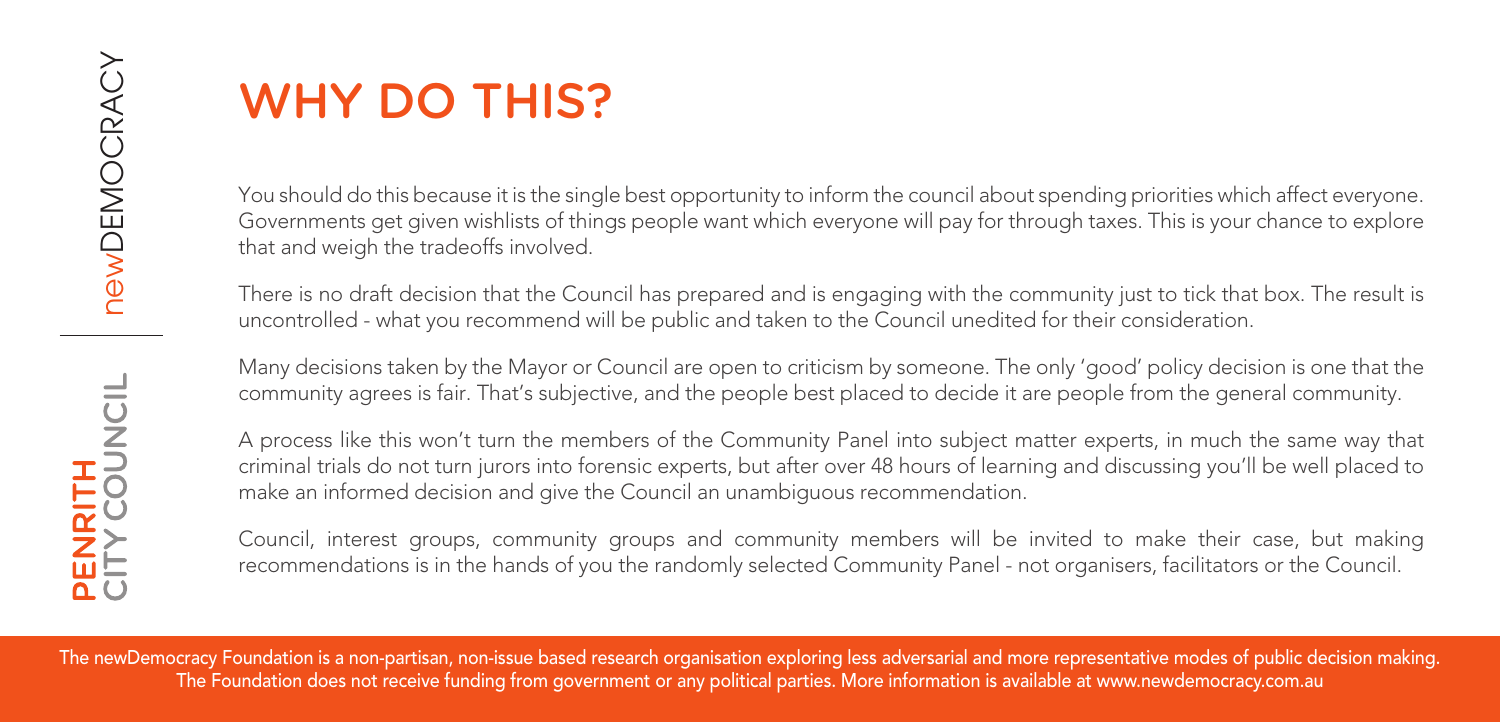# WHY DO THIS?

You should do this because it is the single best opportunity to inform the council about spending priorities which affect everyone. Governments get given wishlists of things people want which everyone will pay for through taxes. This is your chance to explore that and weigh the tradeoffs involved.

There is no draft decision that the Council has prepared and is engaging with the community just to tick that box. The result is uncontrolled - what you recommend will be public and taken to the Council unedited for their consideration.

Many decisions taken by the Mayor or Council are open to criticism by someone. The only 'good' policy decision is one that the community agrees is fair. That's subjective, and the people best placed to decide it are people from the general community.

A process like this won't turn the members of the Community Panel into subject matter experts, in much the same way that criminal trials do not turn jurors into forensic experts, but after over 48 hours of learning and discussing you'll be well placed to make an informed decision and give the Council an unambiguous recommendation.

Council, interest groups, community groups and community members will be invited to make their case, but making recommendations is in the hands of you the randomly selected Community Panel - not organisers, facilitators or the Council.

The newDemocracy Foundation is a non-partisan, non-issue based research organisation exploring less adversarial and more representative modes of public decision making. The Foundation does not receive funding from government or any political parties. More information is available at www.newdemocracy.com.au